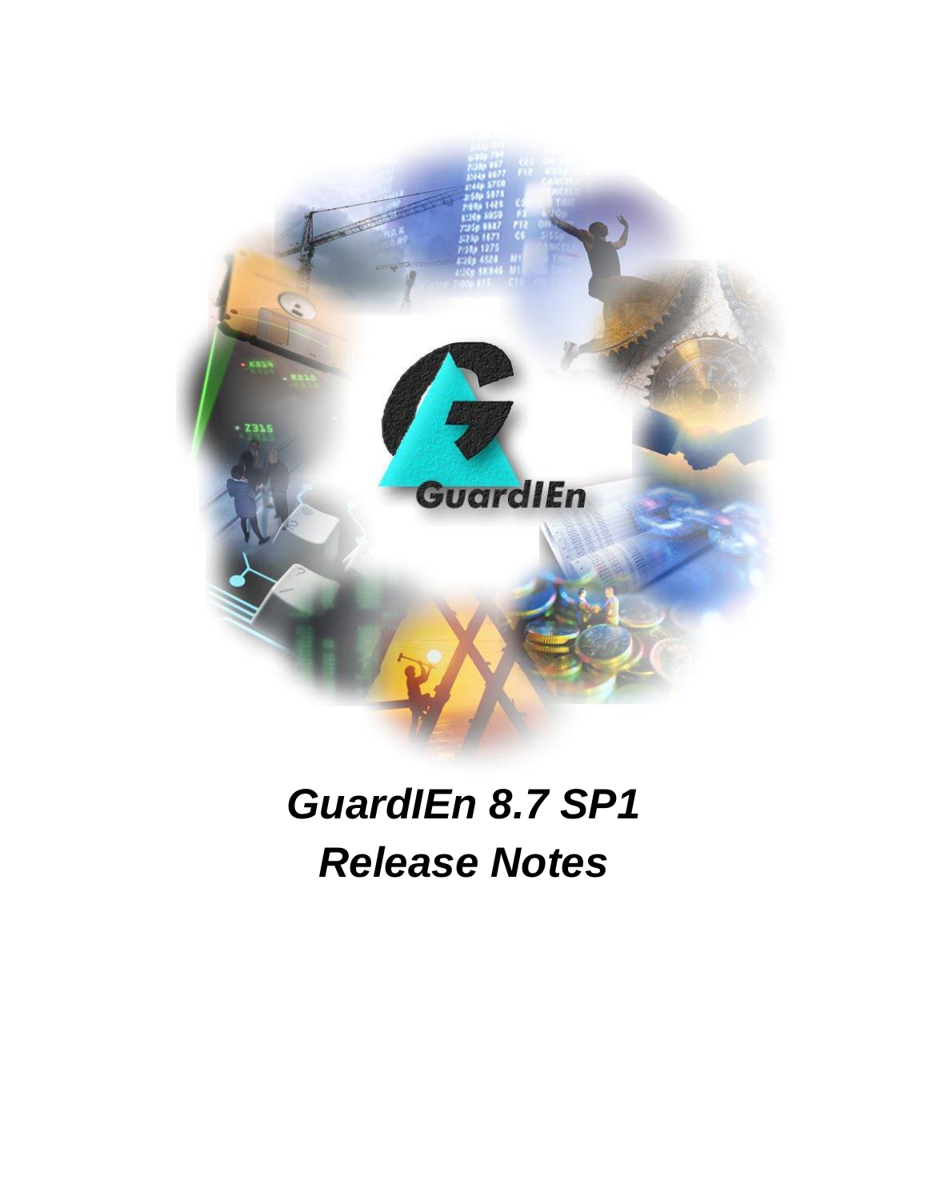# GuardIEn 8.7 SP1 Release Notes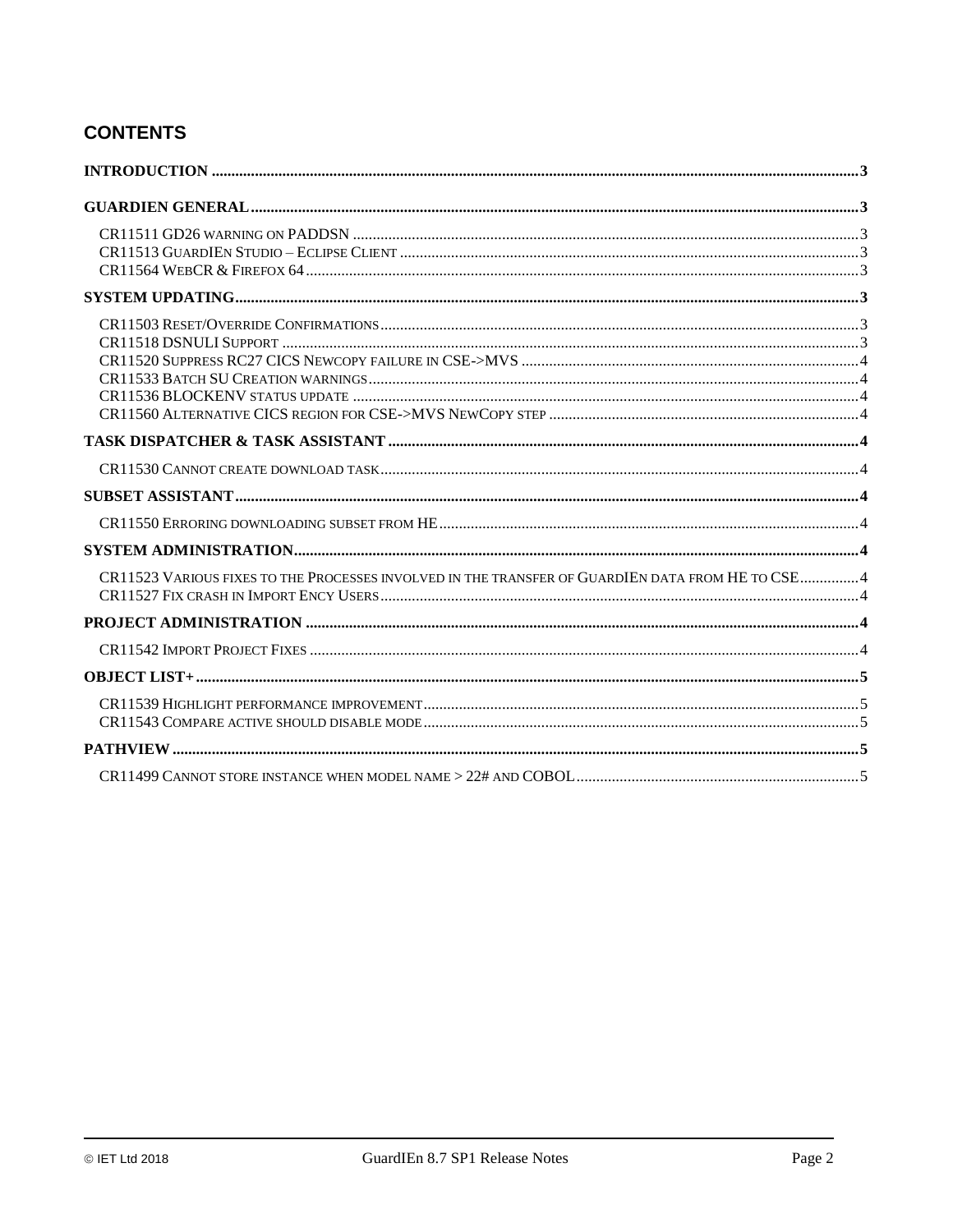## CONTENTS

**INTRODUCTION** .......... **3**

**GUARDIEN GENERAL** .......... **3**

- CR11511 GD26 WARNING ON PADDSN .......... 3
- CR11513 GUARDIEN STUDIO – ECLIPSE CLIENT .......... 3
- CR11564 WEBCR & FIREFOX 64 .......... 3

**SYSTEM UPDATING** .......... **3**

- CR11503 RESET/OVERRIDE CONFIRMATIONS .......... 3
- CR11518 DSNULI SUPPORT .......... 3
- CR11520 SUPPRESS RC27 CICS NEWCOPY FAILURE IN CSE->MVS .......... 4
- CR11533 BATCH SU CREATION WARNINGS .......... 4
- CR11536 BLOCKENV STATUS UPDATE .......... 4
- CR11560 ALTERNATIVE CICS REGION FOR CSE->MVS NEWCOPY STEP .......... 4

**TASK DISPATCHER & TASK ASSISTANT** .......... **4**

- CR11530 CANNOT CREATE DOWNLOAD TASK .......... 4

**SUBSET ASSISTANT** .......... **4**

- CR11550 ERRORING DOWNLOADING SUBSET FROM HE .......... 4

**SYSTEM ADMINISTRATION** .......... **4**

- CR11523 VARIOUS FIXES TO THE PROCESSES INVOLVED IN THE TRANSFER OF GUARDIEN DATA FROM HE TO CSE .......... 4
- CR11527 FIX CRASH IN IMPORT ENCY USERS .......... 4

**PROJECT ADMINISTRATION** .......... **4**

- CR11542 IMPORT PROJECT FIXES .......... 4

**OBJECT LIST+** .......... **5**

- CR11539 HIGHLIGHT PERFORMANCE IMPROVEMENT .......... 5
- CR11543 COMPARE ACTIVE SHOULD DISABLE MODE .......... 5

**PATHVIEW** .......... **5**

- CR11499 CANNOT STORE INSTANCE WHEN MODEL NAME > 22# AND COBOL .......... 5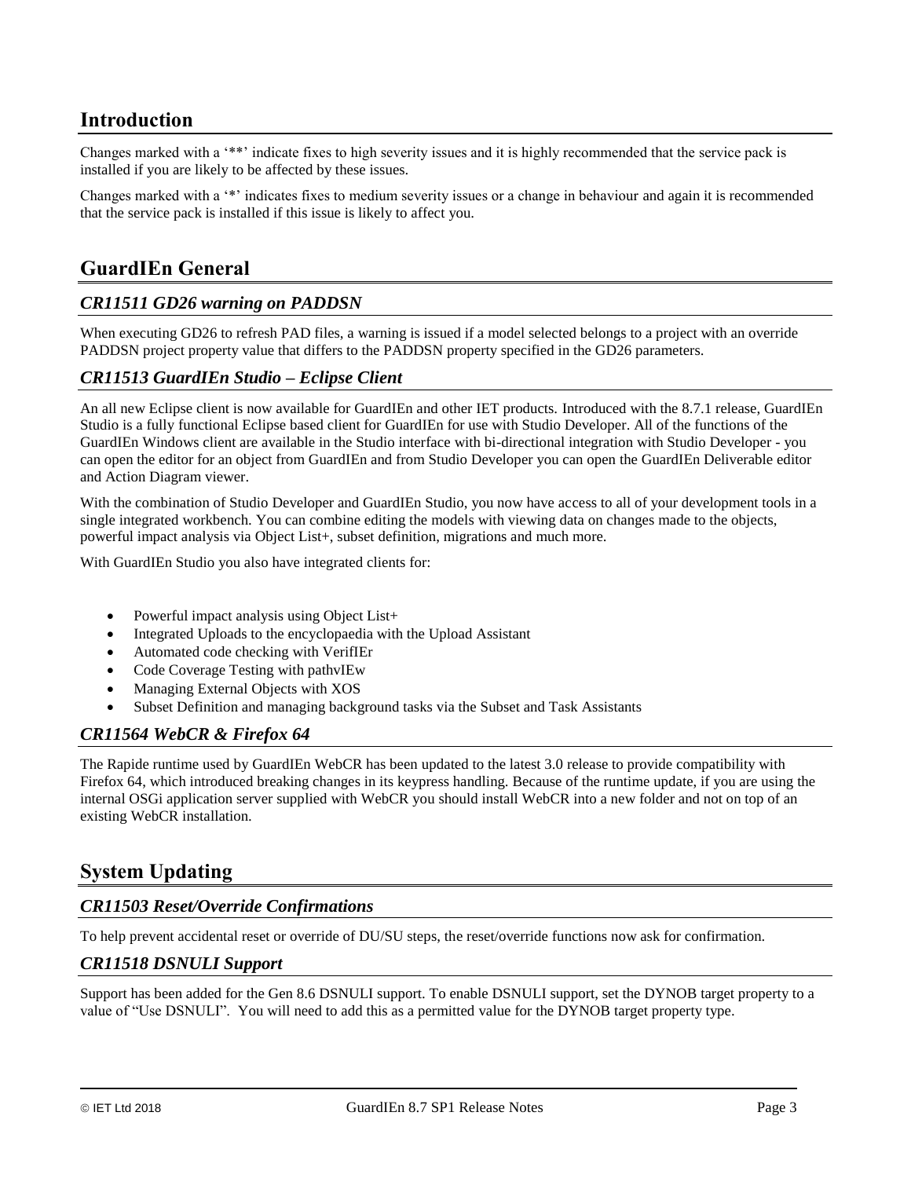# Introduction

Changes marked with a '**' indicate fixes to high severity issues and it is highly recommended that the service pack is installed if you are likely to be affected by these issues.

Changes marked with a '*' indicates fixes to medium severity issues or a change in behaviour and again it is recommended that the service pack is installed if this issue is likely to affect you.

# GuardIEn General

## *CR11511 GD26 warning on PADDSN*

When executing GD26 to refresh PAD files, a warning is issued if a model selected belongs to a project with an override PADDSN project property value that differs to the PADDSN property specified in the GD26 parameters.

## *CR11513 GuardIEn Studio – Eclipse Client*

An all new Eclipse client is now available for GuardIEn and other IET products. Introduced with the 8.7.1 release, GuardIEn Studio is a fully functional Eclipse based client for GuardIEn for use with Studio Developer. All of the functions of the GuardIEn Windows client are available in the Studio interface with bi-directional integration with Studio Developer - you can open the editor for an object from GuardIEn and from Studio Developer you can open the GuardIEn Deliverable editor and Action Diagram viewer.

With the combination of Studio Developer and GuardIEn Studio, you now have access to all of your development tools in a single integrated workbench. You can combine editing the models with viewing data on changes made to the objects, powerful impact analysis via Object List+, subset definition, migrations and much more.

With GuardIEn Studio you also have integrated clients for:

- Powerful impact analysis using Object List+
- Integrated Uploads to the encyclopaedia with the Upload Assistant
- Automated code checking with VerifIEr
- Code Coverage Testing with pathvIEw
- Managing External Objects with XOS
- Subset Definition and managing background tasks via the Subset and Task Assistants

## *CR11564 WebCR & Firefox 64*

The Rapide runtime used by GuardIEn WebCR has been updated to the latest 3.0 release to provide compatibility with Firefox 64, which introduced breaking changes in its keypress handling. Because of the runtime update, if you are using the internal OSGi application server supplied with WebCR you should install WebCR into a new folder and not on top of an existing WebCR installation.

# System Updating

## *CR11503 Reset/Override Confirmations*

To help prevent accidental reset or override of DU/SU steps, the reset/override functions now ask for confirmation.

## *CR11518 DSNULI Support*

Support has been added for the Gen 8.6 DSNULI support. To enable DSNULI support, set the DYNOB target property to a value of "Use DSNULI". You will need to add this as a permitted value for the DYNOB target property type.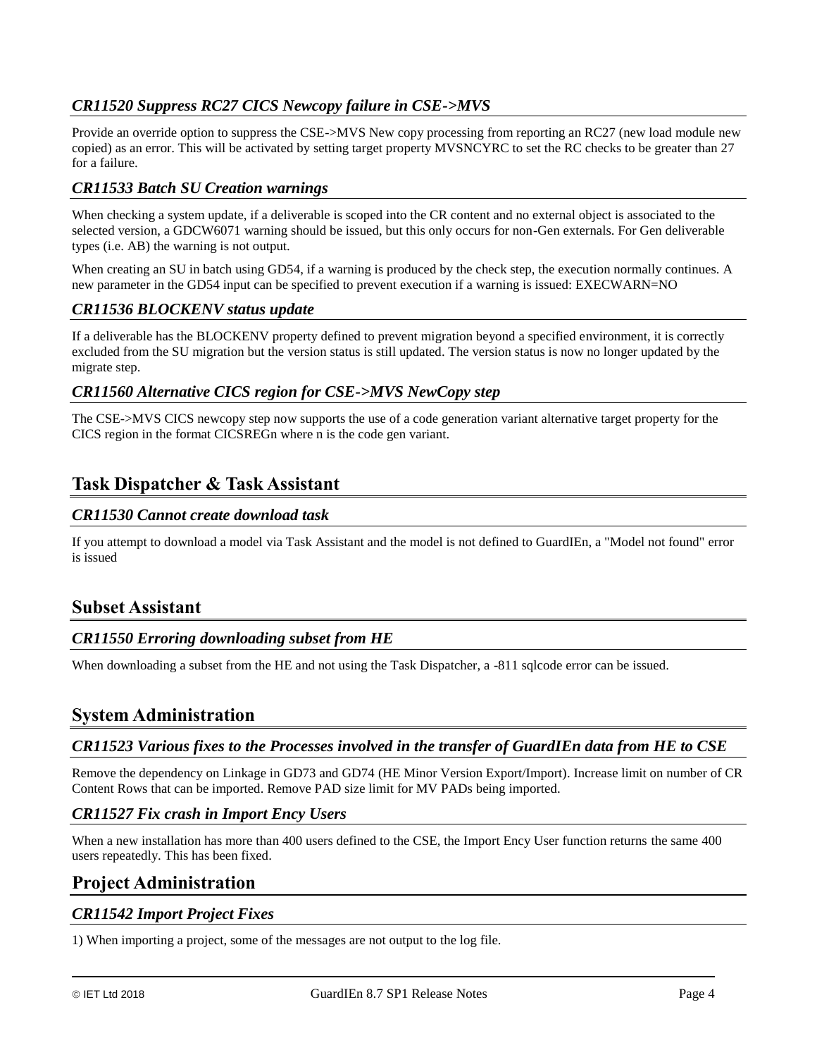### CR11520 Suppress RC27 CICS Newcopy failure in CSE->MVS

Provide an override option to suppress the CSE->MVS New copy processing from reporting an RC27 (new load module new copied) as an error. This will be activated by setting target property MVSNCYRC to set the RC checks to be greater than 27 for a failure.

### CR11533 Batch SU Creation warnings

When checking a system update, if a deliverable is scoped into the CR content and no external object is associated to the selected version, a GDCW6071 warning should be issued, but this only occurs for non-Gen externals. For Gen deliverable types (i.e. AB) the warning is not output.

When creating an SU in batch using GD54, if a warning is produced by the check step, the execution normally continues. A new parameter in the GD54 input can be specified to prevent execution if a warning is issued: EXECWARN=NO

### CR11536 BLOCKENV status update

If a deliverable has the BLOCKENV property defined to prevent migration beyond a specified environment, it is correctly excluded from the SU migration but the version status is still updated. The version status is now no longer updated by the migrate step.

### CR11560 Alternative CICS region for CSE->MVS NewCopy step

The CSE->MVS CICS newcopy step now supports the use of a code generation variant alternative target property for the CICS region in the format CICSREGn where n is the code gen variant.

## Task Dispatcher & Task Assistant

### CR11530 Cannot create download task

If you attempt to download a model via Task Assistant and the model is not defined to GuardIEn, a "Model not found" error is issued

## Subset Assistant

### CR11550 Erroring downloading subset from HE

When downloading a subset from the HE and not using the Task Dispatcher, a -811 sqlcode error can be issued.

## System Administration

### CR11523 Various fixes to the Processes involved in the transfer of GuardIEn data from HE to CSE

Remove the dependency on Linkage in GD73 and GD74 (HE Minor Version Export/Import). Increase limit on number of CR Content Rows that can be imported. Remove PAD size limit for MV PADs being imported.

### CR11527 Fix crash in Import Ency Users

When a new installation has more than 400 users defined to the CSE, the Import Ency User function returns the same 400 users repeatedly. This has been fixed.

## Project Administration

### CR11542 Import Project Fixes

1) When importing a project, some of the messages are not output to the log file.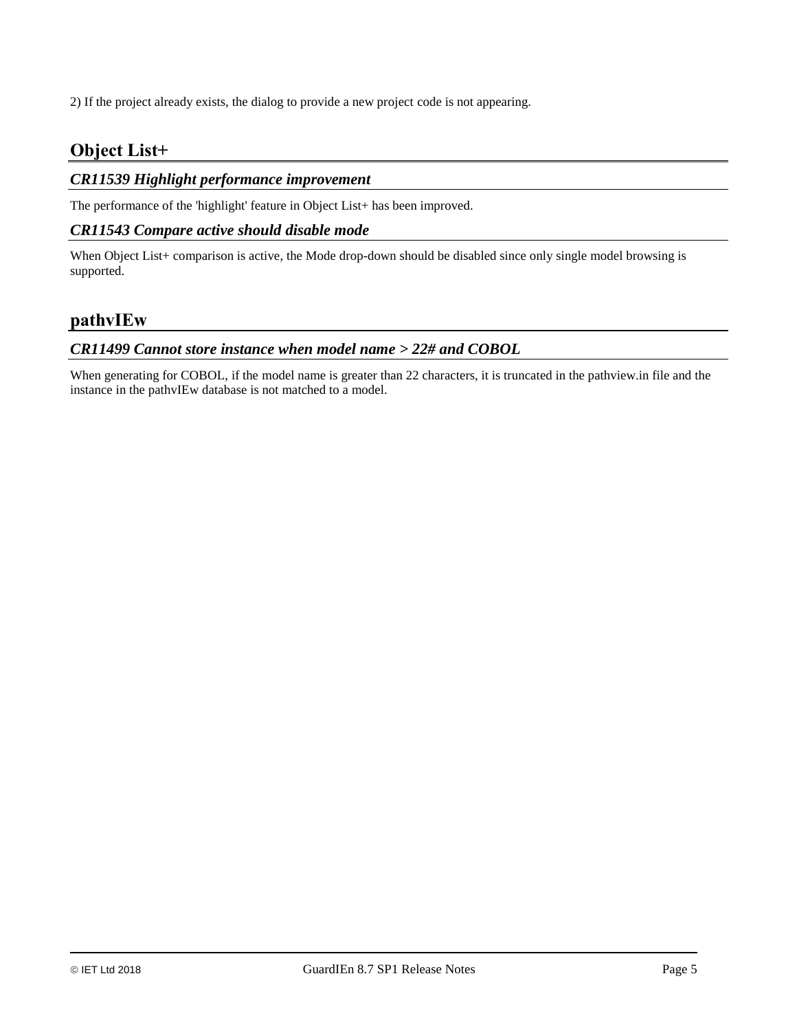2) If the project already exists, the dialog to provide a new project code is not appearing.

## Object List+

### *CR11539 Highlight performance improvement*

The performance of the 'highlight' feature in Object List+ has been improved.

### *CR11543 Compare active should disable mode*

When Object List+ comparison is active, the Mode drop-down should be disabled since only single model browsing is supported.

## pathvIEw

### *CR11499 Cannot store instance when model name > 22# and COBOL*

When generating for COBOL, if the model name is greater than 22 characters, it is truncated in the pathview.in file and the instance in the pathvIEw database is not matched to a model.